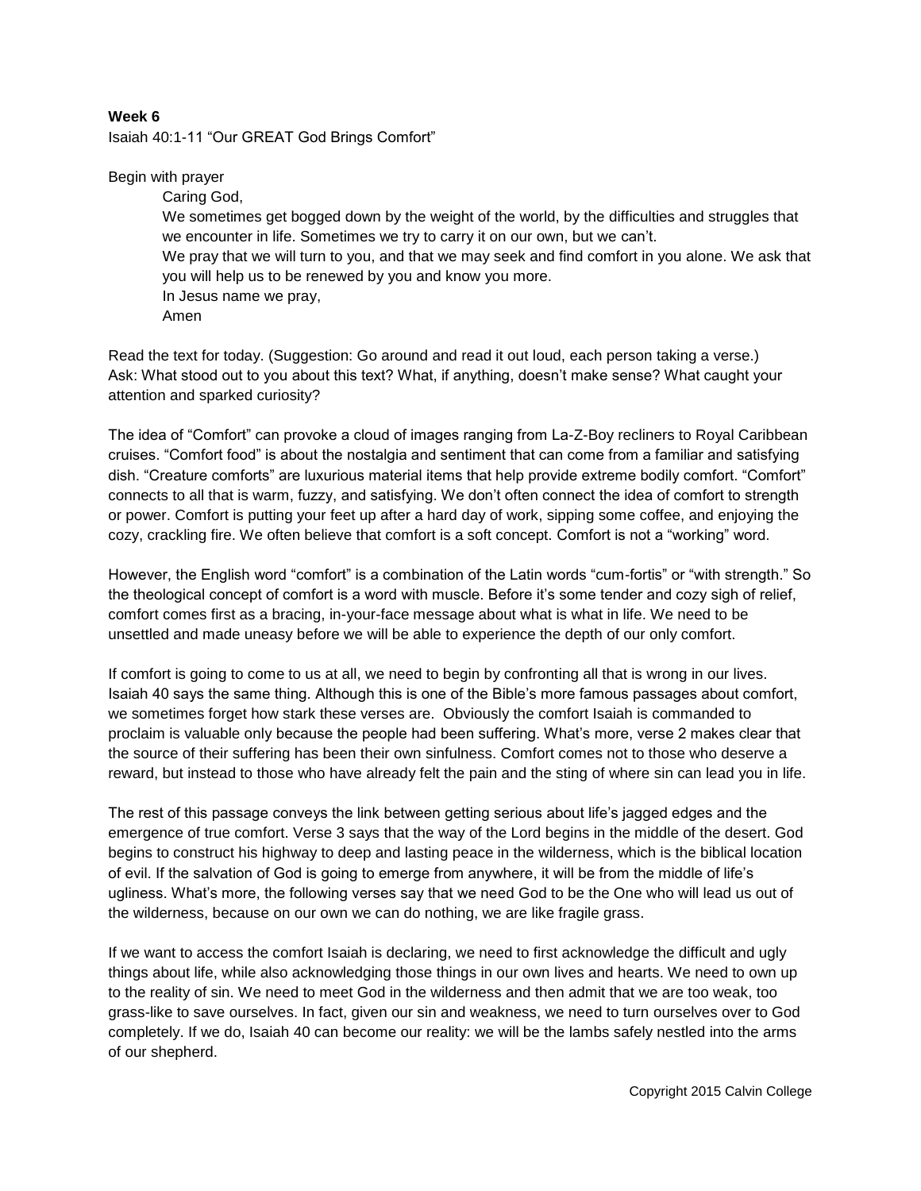**Week 6**

Isaiah 40:1-11 “Our GREAT God Brings Comfort”

Begin with prayer

> Caring God,
> We sometimes get bogged down by the weight of the world, by the difficulties and struggles that we encounter in life. Sometimes we try to carry it on our own, but we can’t.
> We pray that we will turn to you, and that we may seek and find comfort in you alone. We ask that you will help us to be renewed by you and know you more.
> In Jesus name we pray,
> Amen

Read the text for today. (Suggestion: Go around and read it out loud, each person taking a verse.)
Ask: What stood out to you about this text? What, if anything, doesn’t make sense? What caught your attention and sparked curiosity?

The idea of “Comfort” can provoke a cloud of images ranging from La-Z-Boy recliners to Royal Caribbean cruises. “Comfort food” is about the nostalgia and sentiment that can come from a familiar and satisfying dish. “Creature comforts” are luxurious material items that help provide extreme bodily comfort. “Comfort” connects to all that is warm, fuzzy, and satisfying. We don’t often connect the idea of comfort to strength or power. Comfort is putting your feet up after a hard day of work, sipping some coffee, and enjoying the cozy, crackling fire. We often believe that comfort is a soft concept. Comfort is not a “working” word.

However, the English word “comfort” is a combination of the Latin words “cum-fortis” or “with strength.” So the theological concept of comfort is a word with muscle. Before it’s some tender and cozy sigh of relief, comfort comes first as a bracing, in-your-face message about what is what in life. We need to be unsettled and made uneasy before we will be able to experience the depth of our only comfort.

If comfort is going to come to us at all, we need to begin by confronting all that is wrong in our lives. Isaiah 40 says the same thing. Although this is one of the Bible’s more famous passages about comfort, we sometimes forget how stark these verses are. Obviously the comfort Isaiah is commanded to proclaim is valuable only because the people had been suffering. What’s more, verse 2 makes clear that the source of their suffering has been their own sinfulness. Comfort comes not to those who deserve a reward, but instead to those who have already felt the pain and the sting of where sin can lead you in life.

The rest of this passage conveys the link between getting serious about life’s jagged edges and the emergence of true comfort. Verse 3 says that the way of the Lord begins in the middle of the desert. God begins to construct his highway to deep and lasting peace in the wilderness, which is the biblical location of evil. If the salvation of God is going to emerge from anywhere, it will be from the middle of life’s ugliness. What’s more, the following verses say that we need God to be the One who will lead us out of the wilderness, because on our own we can do nothing, we are like fragile grass.

If we want to access the comfort Isaiah is declaring, we need to first acknowledge the difficult and ugly things about life, while also acknowledging those things in our own lives and hearts. We need to own up to the reality of sin. We need to meet God in the wilderness and then admit that we are too weak, too grass-like to save ourselves. In fact, given our sin and weakness, we need to turn ourselves over to God completely. If we do, Isaiah 40 can become our reality: we will be the lambs safely nestled into the arms of our shepherd.

Copyright 2015 Calvin College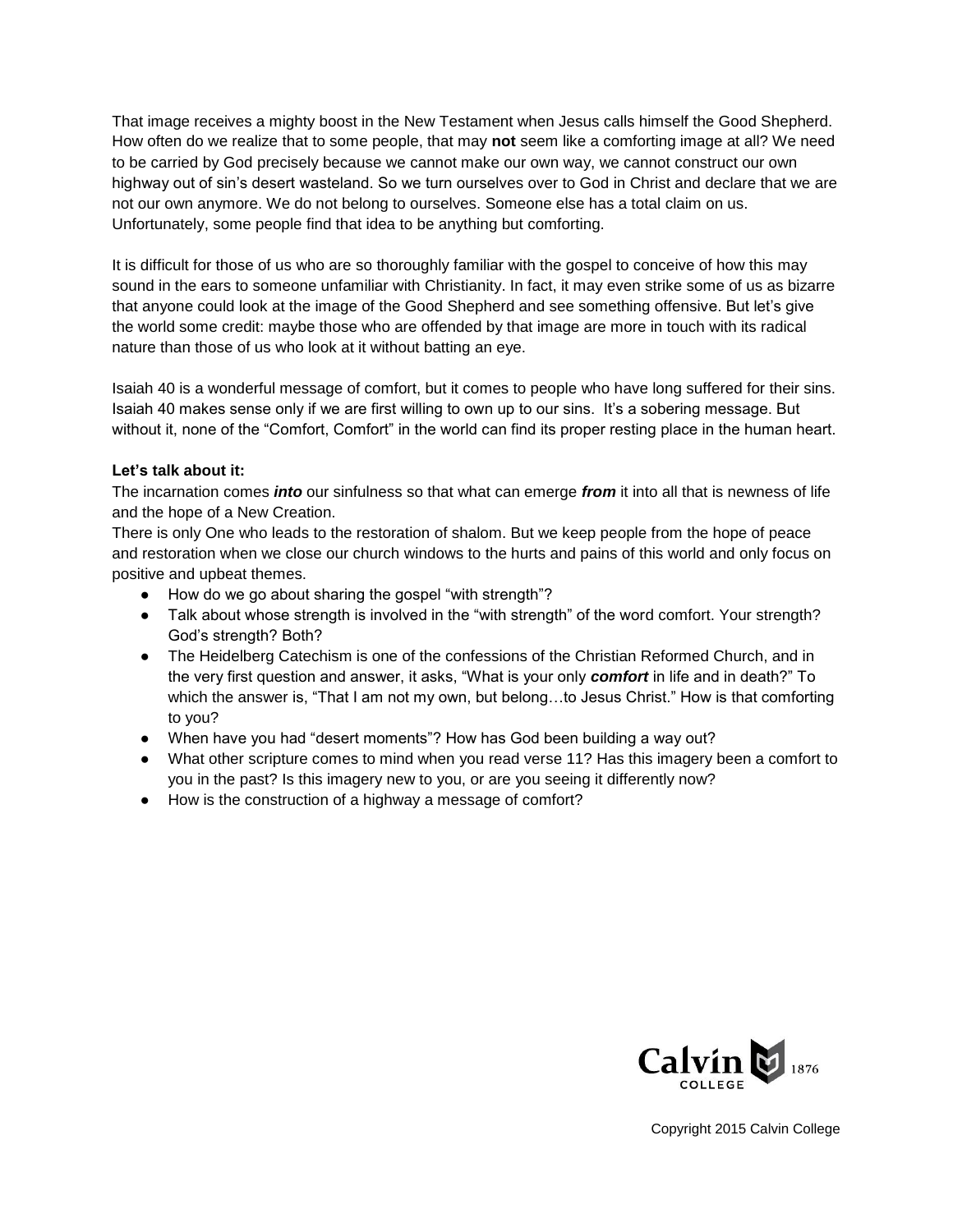That image receives a mighty boost in the New Testament when Jesus calls himself the Good Shepherd. How often do we realize that to some people, that may **not** seem like a comforting image at all? We need to be carried by God precisely because we cannot make our own way, we cannot construct our own highway out of sin's desert wasteland. So we turn ourselves over to God in Christ and declare that we are not our own anymore. We do not belong to ourselves. Someone else has a total claim on us. Unfortunately, some people find that idea to be anything but comforting.

It is difficult for those of us who are so thoroughly familiar with the gospel to conceive of how this may sound in the ears to someone unfamiliar with Christianity. In fact, it may even strike some of us as bizarre that anyone could look at the image of the Good Shepherd and see something offensive. But let's give the world some credit: maybe those who are offended by that image are more in touch with its radical nature than those of us who look at it without batting an eye.

Isaiah 40 is a wonderful message of comfort, but it comes to people who have long suffered for their sins. Isaiah 40 makes sense only if we are first willing to own up to our sins. It's a sobering message. But without it, none of the "Comfort, Comfort" in the world can find its proper resting place in the human heart.

**Let's talk about it:**

The incarnation comes ***into*** our sinfulness so that what can emerge ***from*** it into all that is newness of life and the hope of a New Creation.

There is only One who leads to the restoration of shalom. But we keep people from the hope of peace and restoration when we close our church windows to the hurts and pains of this world and only focus on positive and upbeat themes.

- How do we go about sharing the gospel "with strength"?
- Talk about whose strength is involved in the "with strength" of the word comfort. Your strength? God's strength? Both?
- The Heidelberg Catechism is one of the confessions of the Christian Reformed Church, and in the very first question and answer, it asks, "What is your only ***comfort*** in life and in death?" To which the answer is, "That I am not my own, but belong…to Jesus Christ." How is that comforting to you?
- When have you had "desert moments"? How has God been building a way out?
- What other scripture comes to mind when you read verse 11? Has this imagery been a comfort to you in the past? Is this imagery new to you, or are you seeing it differently now?
- How is the construction of a highway a message of comfort?

Calvin COLLEGE 1876

Copyright 2015 Calvin College